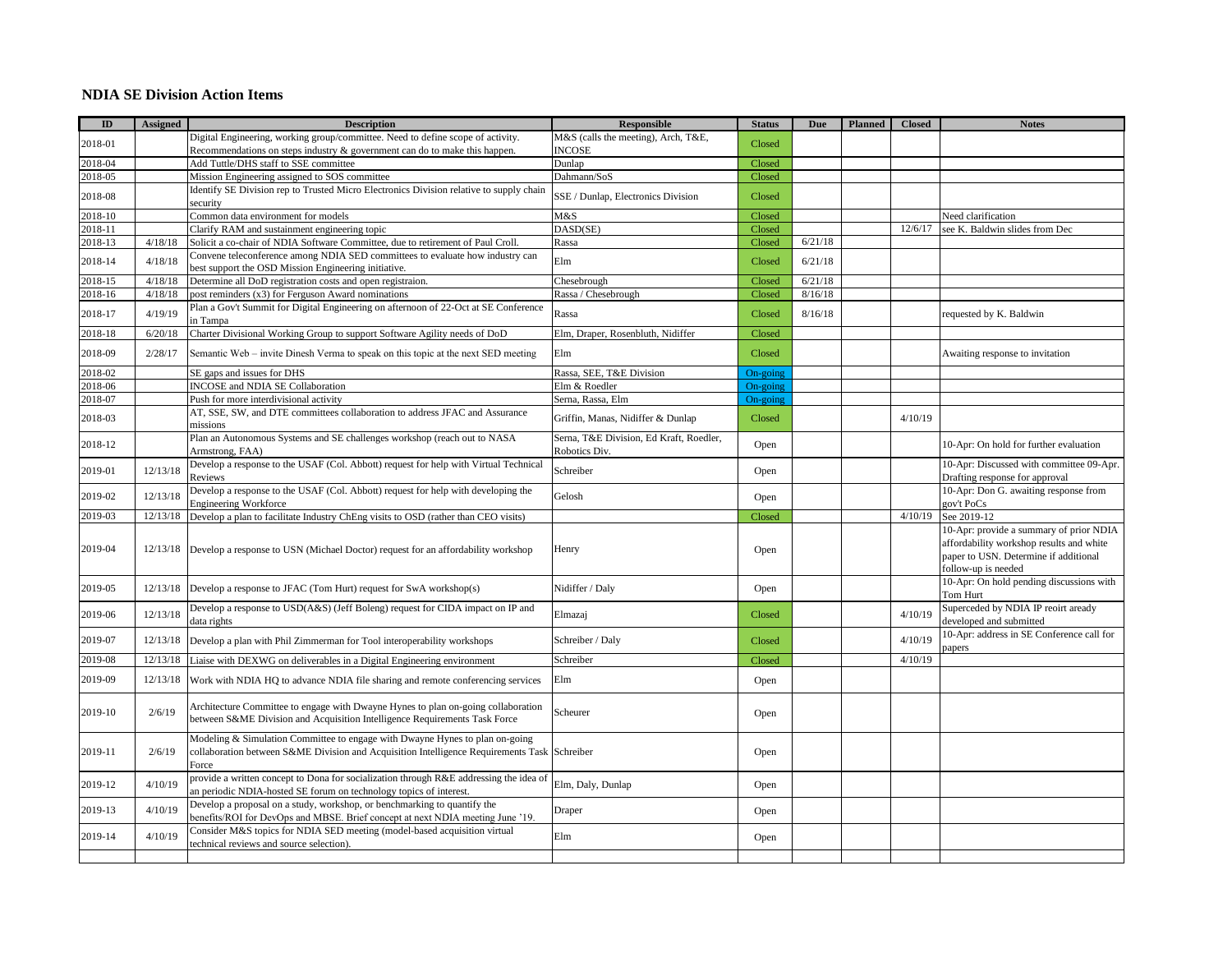## NDIA SE Division Action Items

| ID | Assigned | Description | Responsible | Status | Due | Planned | Closed | Notes |
|---|---|---|---|---|---|---|---|---|
| 2018-01 | | Digital Engineering, working group/committee. Need to define scope of activity. Recommendations on steps industry & government can do to make this happen. | M&S (calls the meeting), Arch, T&E, INCOSE | Closed | | | | |
| 2018-04 | | Add Tuttle/DHS staff to SSE committee | Dunlap | Closed | | | | |
| 2018-05 | | Mission Engineering assigned to SOS committee | Dahmann/SoS | Closed | | | | |
| 2018-08 | | Identify SE Division rep to Trusted Micro Electronics Division relative to supply chain security | SSE / Dunlap, Electronics Division | Closed | | | | |
| 2018-10 | | Common data environment for models | M&S | Closed | | | | Need clarification |
| 2018-11 | | Clarify RAM and sustainment engineering topic | DASD(SE) | Closed | | | 12/6/17 | see K. Baldwin slides from Dec |
| 2018-13 | 4/18/18 | Solicit a co-chair of NDIA Software Committee, due to retirement of Paul Croll. | Rassa | Closed | 6/21/18 | | | |
| 2018-14 | 4/18/18 | Convene teleconference among NDIA SED committees to evaluate how industry can best support the OSD Mission Engineering initiative. | Elm | Closed | 6/21/18 | | | |
| 2018-15 | 4/18/18 | Determine all DoD registration costs and open registraion. | Chesebrough | Closed | 6/21/18 | | | |
| 2018-16 | 4/18/18 | post reminders (x3) for Ferguson Award nominations | Rassa / Chesebrough | Closed | 8/16/18 | | | |
| 2018-17 | 4/19/19 | Plan a Gov't Summit for Digital Engineering on afternoon of 22-Oct at SE Conference in Tampa | Rassa | Closed | 8/16/18 | | | requested by K. Baldwin |
| 2018-18 | 6/20/18 | Charter Divisional Working Group to support Software Agility needs of DoD | Elm, Draper, Rosenbluth, Nidiffer | Closed | | | | |
| 2018-09 | 2/28/17 | Semantic Web – invite Dinesh Verma to speak on this topic at the next SED meeting | Elm | Closed | | | | Awaiting response to invitation |
| 2018-02 | | SE gaps and issues for DHS | Rassa, SEE, T&E Division | On-going | | | | |
| 2018-06 | | INCOSE and NDIA SE Collaboration | Elm & Roedler | On-going | | | | |
| 2018-07 | | Push for more interdivisional activity | Serna, Rassa, Elm | On-going | | | | |
| 2018-03 | | AT, SSE, SW, and DTE committees collaboration to address JFAC and Assurance missions | Griffin, Manas, Nidiffer & Dunlap | Closed | | | 4/10/19 | |
| 2018-12 | | Plan an Autonomous Systems and SE challenges workshop (reach out to NASA Armstrong, FAA) | Serna, T&E Division, Ed Kraft, Roedler, Robotics Div. | Open | | | | 10-Apr: On hold for further evaluation |
| 2019-01 | 12/13/18 | Develop a response to the USAF (Col. Abbott) request for help with Virtual Technical Reviews | Schreiber | Open | | | | 10-Apr: Discussed with committee 09-Apr. Drafting response for approval |
| 2019-02 | 12/13/18 | Develop a response to the USAF (Col. Abbott) request for help with developing the Engineering Workforce | Gelosh | Open | | | | 10-Apr: Don G. awaiting response from gov't PoCs |
| 2019-03 | 12/13/18 | Develop a plan to facilitate Industry ChEng visits to OSD (rather than CEO visits) | | Closed | | | 4/10/19 | See 2019-12 |
| 2019-04 | 12/13/18 | Develop a response to USN (Michael Doctor) request for an affordability workshop | Henry | Open | | | | 10-Apr: provide a summary of prior NDIA affordability workshop results and white paper to USN. Determine if additional follow-up is needed |
| 2019-05 | 12/13/18 | Develop a response to JFAC (Tom Hurt) request for SwA workshop(s) | Nidiffer / Daly | Open | | | | 10-Apr: On hold pending discussions with Tom Hurt |
| 2019-06 | 12/13/18 | Develop a response to USD(A&S) (Jeff Boleng) request for CIDA impact on IP and data rights | Elmazaj | Closed | | | 4/10/19 | Superceded by NDIA IP reoirt aready developed and submitted |
| 2019-07 | 12/13/18 | Develop a plan with Phil Zimmerman for Tool interoperability workshops | Schreiber / Daly | Closed | | | 4/10/19 | 10-Apr: address in SE Conference call for papers |
| 2019-08 | 12/13/18 | Liaise with DEXWG on deliverables in a Digital Engineering environment | Schreiber | Closed | | | 4/10/19 | |
| 2019-09 | 12/13/18 | Work with NDIA HQ to advance NDIA file sharing and remote conferencing services | Elm | Open | | | | |
| 2019-10 | 2/6/19 | Architecture Committee to engage with Dwayne Hynes to plan on-going collaboration between S&ME Division and Acquisition Intelligence Requirements Task Force | Scheurer | Open | | | | |
| 2019-11 | 2/6/19 | Modeling & Simulation Committee to engage with Dwayne Hynes to plan on-going collaboration between S&ME Division and Acquisition Intelligence Requirements Task Force | Schreiber | Open | | | | |
| 2019-12 | 4/10/19 | provide a written concept to Dona for socialization through R&E addressing the idea of an periodic NDIA-hosted SE forum on technology topics of interest. | Elm, Daly, Dunlap | Open | | | | |
| 2019-13 | 4/10/19 | Develop a proposal on a study, workshop, or benchmarking to quantify the benefits/ROI for DevOps and MBSE. Brief concept at next NDIA meeting June '19. | Draper | Open | | | | |
| 2019-14 | 4/10/19 | Consider M&S topics for NDIA SED meeting (model-based acquisition virtual technical reviews and source selection). | Elm | Open | | | | |
| | | | | | | | | |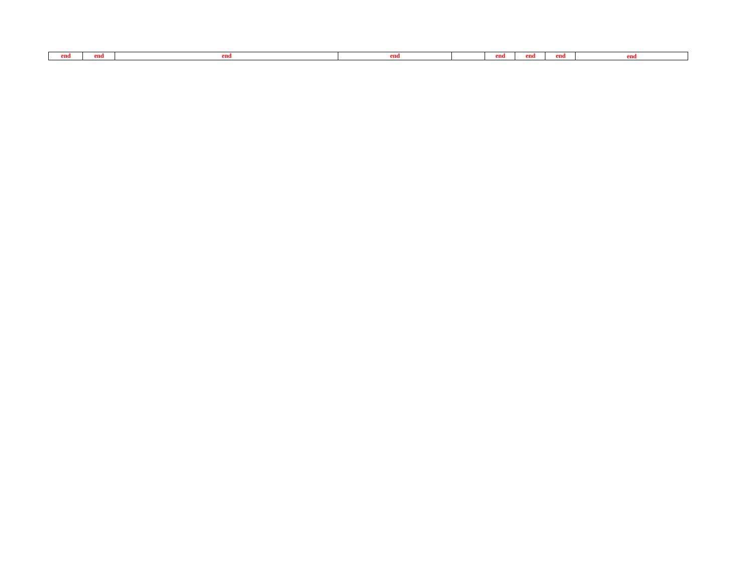| | | | | | | | | |
|---|---|---|---|---|---|---|---|---|
| **end** | **end** | **end** | **end** | | **end** | **end** | **end** | **end** |